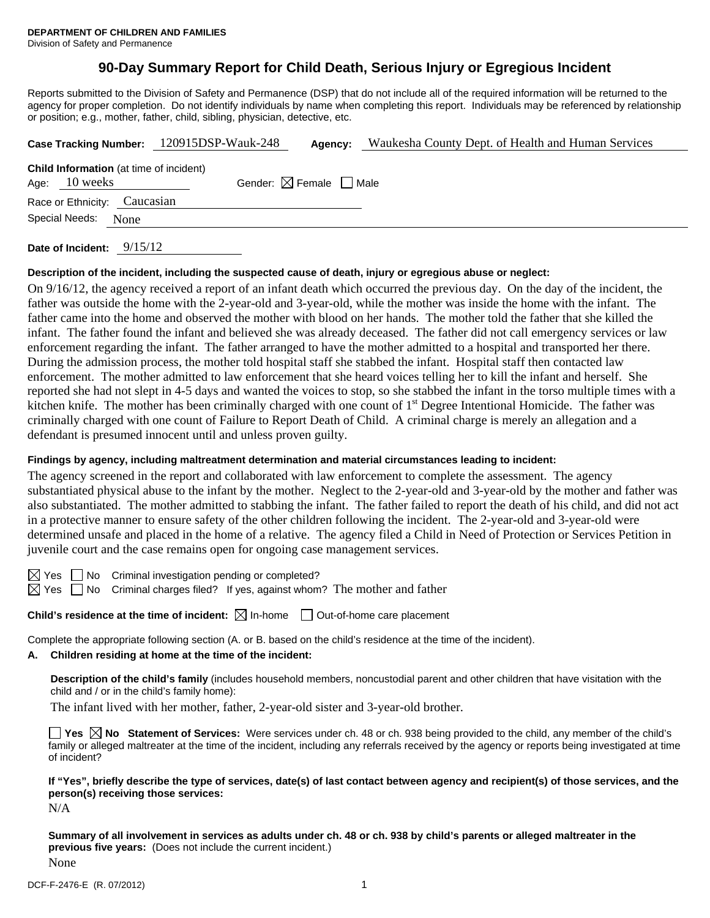**DEPARTMENT OF CHILDREN AND FAMILIES**
Division of Safety and Permanence

# 90-Day Summary Report for Child Death, Serious Injury or Egregious Incident

Reports submitted to the Division of Safety and Permanence (DSP) that do not include all of the required information will be returned to the agency for proper completion. Do not identify individuals by name when completing this report. Individuals may be referenced by relationship or position; e.g., mother, father, child, sibling, physician, detective, etc.

**Case Tracking Number:** 120915DSP-Wauk-248 **Agency:** Waukesha County Dept. of Health and Human Services

**Child Information** (at time of incident)
Age: 10 weeks Gender: ☒ Female ☐ Male
Race or Ethnicity: Caucasian
Special Needs: None

**Date of Incident:** 9/15/12

**Description of the incident, including the suspected cause of death, injury or egregious abuse or neglect:**

On 9/16/12, the agency received a report of an infant death which occurred the previous day. On the day of the incident, the father was outside the home with the 2-year-old and 3-year-old, while the mother was inside the home with the infant. The father came into the home and observed the mother with blood on her hands. The mother told the father that she killed the infant. The father found the infant and believed she was already deceased. The father did not call emergency services or law enforcement regarding the infant. The father arranged to have the mother admitted to a hospital and transported her there. During the admission process, the mother told hospital staff she stabbed the infant. Hospital staff then contacted law enforcement. The mother admitted to law enforcement that she heard voices telling her to kill the infant and herself. She reported she had not slept in 4-5 days and wanted the voices to stop, so she stabbed the infant in the torso multiple times with a kitchen knife. The mother has been criminally charged with one count of 1st Degree Intentional Homicide. The father was criminally charged with one count of Failure to Report Death of Child. A criminal charge is merely an allegation and a defendant is presumed innocent until and unless proven guilty.

**Findings by agency, including maltreatment determination and material circumstances leading to incident:**

The agency screened in the report and collaborated with law enforcement to complete the assessment. The agency substantiated physical abuse to the infant by the mother. Neglect to the 2-year-old and 3-year-old by the mother and father was also substantiated. The mother admitted to stabbing the infant. The father failed to report the death of his child, and did not act in a protective manner to ensure safety of the other children following the incident. The 2-year-old and 3-year-old were determined unsafe and placed in the home of a relative. The agency filed a Child in Need of Protection or Services Petition in juvenile court and the case remains open for ongoing case management services.

☒ Yes ☐ No Criminal investigation pending or completed?
☒ Yes ☐ No Criminal charges filed? If yes, against whom? The mother and father

**Child's residence at the time of incident:** ☒ In-home ☐ Out-of-home care placement

Complete the appropriate following section (A. or B. based on the child's residence at the time of the incident).

**A. Children residing at home at the time of the incident:**

**Description of the child's family** (includes household members, noncustodial parent and other children that have visitation with the child and / or in the child's family home):

The infant lived with her mother, father, 2-year-old sister and 3-year-old brother.

☐ **Yes** ☒ **No Statement of Services:** Were services under ch. 48 or ch. 938 being provided to the child, any member of the child's family or alleged maltreater at the time of the incident, including any referrals received by the agency or reports being investigated at time of incident?

**If "Yes", briefly describe the type of services, date(s) of last contact between agency and recipient(s) of those services, and the person(s) receiving those services:**

N/A

**Summary of all involvement in services as adults under ch. 48 or ch. 938 by child's parents or alleged maltreater in the previous five years:** (Does not include the current incident.)

None

DCF-F-2476-E (R. 07/2012)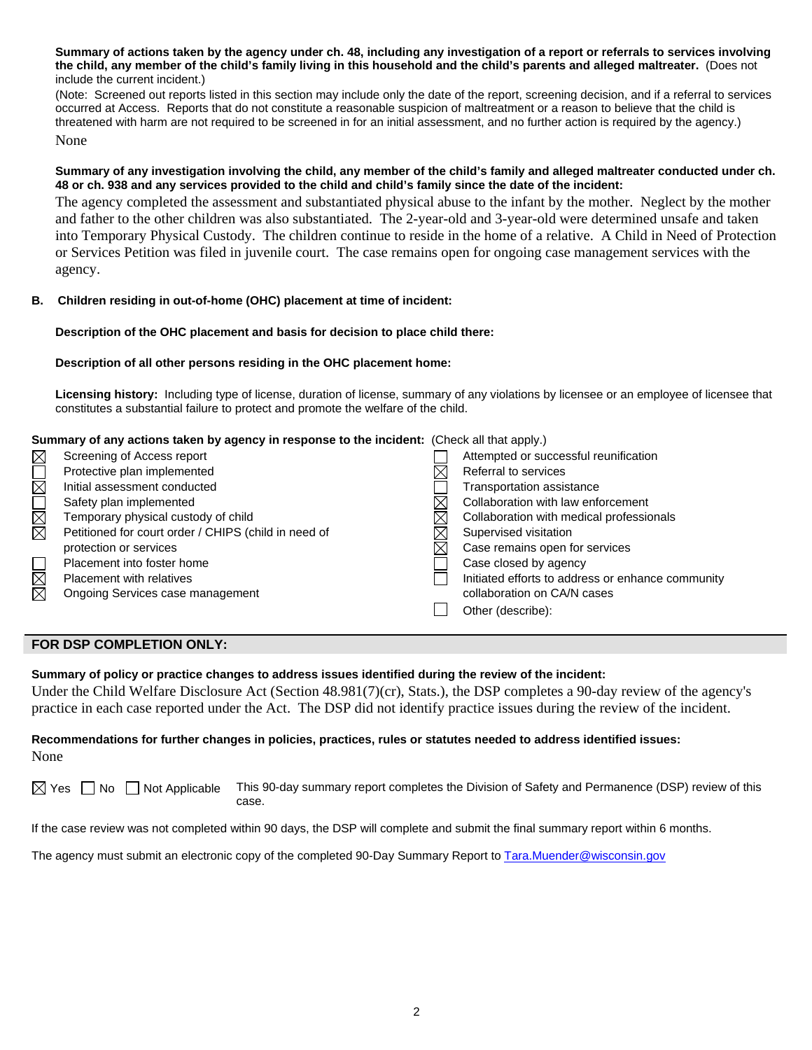**Summary of actions taken by the agency under ch. 48, including any investigation of a report or referrals to services involving the child, any member of the child's family living in this household and the child's parents and alleged maltreater.** (Does not include the current incident.)

(Note: Screened out reports listed in this section may include only the date of the report, screening decision, and if a referral to services occurred at Access. Reports that do not constitute a reasonable suspicion of maltreatment or a reason to believe that the child is threatened with harm are not required to be screened in for an initial assessment, and no further action is required by the agency.)

None

**Summary of any investigation involving the child, any member of the child's family and alleged maltreater conducted under ch. 48 or ch. 938 and any services provided to the child and child's family since the date of the incident:**

The agency completed the assessment and substantiated physical abuse to the infant by the mother. Neglect by the mother and father to the other children was also substantiated. The 2-year-old and 3-year-old were determined unsafe and taken into Temporary Physical Custody. The children continue to reside in the home of a relative. A Child in Need of Protection or Services Petition was filed in juvenile court. The case remains open for ongoing case management services with the agency.

**B. Children residing in out-of-home (OHC) placement at time of incident:**

**Description of the OHC placement and basis for decision to place child there:**

**Description of all other persons residing in the OHC placement home:**

**Licensing history:** Including type of license, duration of license, summary of any violations by licensee or an employee of licensee that constitutes a substantial failure to protect and promote the welfare of the child.

**Summary of any actions taken by agency in response to the incident:** (Check all that apply.)

- ☒ Screening of Access report
- ☐ Protective plan implemented
- ☒ Initial assessment conducted
- ☐ Safety plan implemented
- ☒ Temporary physical custody of child
- ☒ Petitioned for court order / CHIPS (child in need of protection or services
- ☐ Placement into foster home
- ☒ Placement with relatives
- ☒ Ongoing Services case management
- ☐ Attempted or successful reunification
- ☒ Referral to services
- ☐ Transportation assistance
- ☒ Collaboration with law enforcement
- ☒ Collaboration with medical professionals
- ☒ Supervised visitation
- ☒ Case remains open for services
- ☐ Case closed by agency
- ☐ Initiated efforts to address or enhance community collaboration on CA/N cases
- ☐ Other (describe):

## FOR DSP COMPLETION ONLY:

**Summary of policy or practice changes to address issues identified during the review of the incident:**

Under the Child Welfare Disclosure Act (Section 48.981(7)(cr), Stats.), the DSP completes a 90-day review of the agency's practice in each case reported under the Act. The DSP did not identify practice issues during the review of the incident.

**Recommendations for further changes in policies, practices, rules or statutes needed to address identified issues:**

None

☒ Yes ☐ No ☐ Not Applicable This 90-day summary report completes the Division of Safety and Permanence (DSP) review of this case.

If the case review was not completed within 90 days, the DSP will complete and submit the final summary report within 6 months.

The agency must submit an electronic copy of the completed 90-Day Summary Report to Tara.Muender@wisconsin.gov